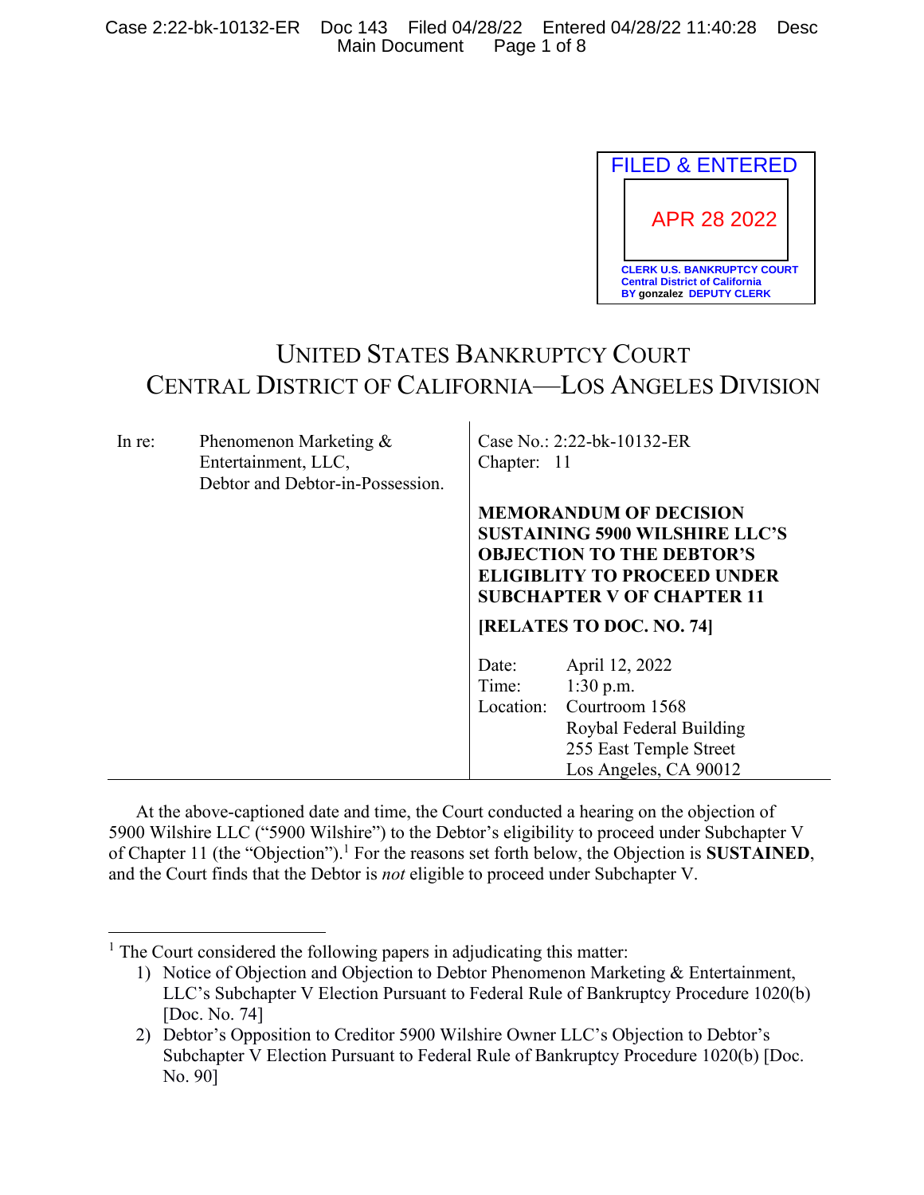FILED & ENTERED

APR 28 2022

CLERK U.S. BANKRUPTCY COURT
Central District of California
BY gonzalez DEPUTY CLERK

# UNITED STATES BANKRUPTCY COURT
# CENTRAL DISTRICT OF CALIFORNIA—LOS ANGELES DIVISION

| | |
|---|---|
| In re: Phenomenon Marketing & Entertainment, LLC, Debtor and Debtor-in-Possession. | Case No.: 2:22-bk-10132-ER<br>Chapter: 11<br><br>**MEMORANDUM OF DECISION SUSTAINING 5900 WILSHIRE LLC'S OBJECTION TO THE DEBTOR'S ELIGIBLITY TO PROCEED UNDER SUBCHAPTER V OF CHAPTER 11**<br><br>**[RELATES TO DOC. NO. 74]**<br><br>Date: April 12, 2022<br>Time: 1:30 p.m.<br>Location: Courtroom 1568, Roybal Federal Building, 255 East Temple Street, Los Angeles, CA 90012 |

At the above-captioned date and time, the Court conducted a hearing on the objection of 5900 Wilshire LLC ("5900 Wilshire") to the Debtor's eligibility to proceed under Subchapter V of Chapter 11 (the "Objection").[1] For the reasons set forth below, the Objection is **SUSTAINED**, and the Court finds that the Debtor is *not* eligible to proceed under Subchapter V.

---

[1] The Court considered the following papers in adjudicating this matter:

1) Notice of Objection and Objection to Debtor Phenomenon Marketing & Entertainment, LLC's Subchapter V Election Pursuant to Federal Rule of Bankruptcy Procedure 1020(b) [Doc. No. 74]
2) Debtor's Opposition to Creditor 5900 Wilshire Owner LLC's Objection to Debtor's Subchapter V Election Pursuant to Federal Rule of Bankruptcy Procedure 1020(b) [Doc. No. 90]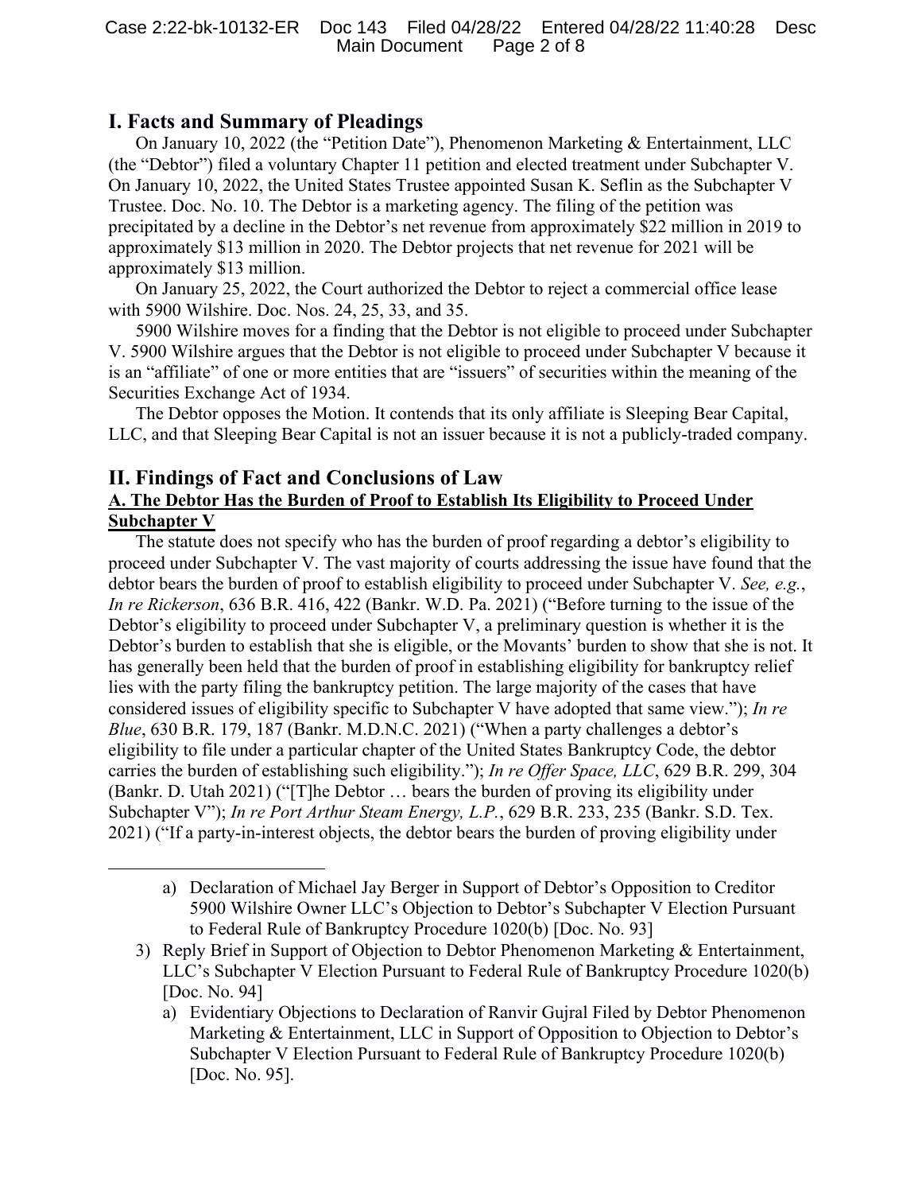## I. Facts and Summary of Pleadings

On January 10, 2022 (the "Petition Date"), Phenomenon Marketing & Entertainment, LLC (the "Debtor") filed a voluntary Chapter 11 petition and elected treatment under Subchapter V. On January 10, 2022, the United States Trustee appointed Susan K. Seflin as the Subchapter V Trustee. Doc. No. 10. The Debtor is a marketing agency. The filing of the petition was precipitated by a decline in the Debtor's net revenue from approximately $22 million in 2019 to approximately $13 million in 2020. The Debtor projects that net revenue for 2021 will be approximately $13 million.

On January 25, 2022, the Court authorized the Debtor to reject a commercial office lease with 5900 Wilshire. Doc. Nos. 24, 25, 33, and 35.

5900 Wilshire moves for a finding that the Debtor is not eligible to proceed under Subchapter V. 5900 Wilshire argues that the Debtor is not eligible to proceed under Subchapter V because it is an "affiliate" of one or more entities that are "issuers" of securities within the meaning of the Securities Exchange Act of 1934.

The Debtor opposes the Motion. It contends that its only affiliate is Sleeping Bear Capital, LLC, and that Sleeping Bear Capital is not an issuer because it is not a publicly-traded company.

## II. Findings of Fact and Conclusions of Law

### A. The Debtor Has the Burden of Proof to Establish Its Eligibility to Proceed Under Subchapter V

The statute does not specify who has the burden of proof regarding a debtor's eligibility to proceed under Subchapter V. The vast majority of courts addressing the issue have found that the debtor bears the burden of proof to establish eligibility to proceed under Subchapter V. *See, e.g.*, *In re Rickerson*, 636 B.R. 416, 422 (Bankr. W.D. Pa. 2021) ("Before turning to the issue of the Debtor's eligibility to proceed under Subchapter V, a preliminary question is whether it is the Debtor's burden to establish that she is eligible, or the Movants' burden to show that she is not. It has generally been held that the burden of proof in establishing eligibility for bankruptcy relief lies with the party filing the bankruptcy petition. The large majority of the cases that have considered issues of eligibility specific to Subchapter V have adopted that same view."); *In re Blue*, 630 B.R. 179, 187 (Bankr. M.D.N.C. 2021) ("When a party challenges a debtor's eligibility to file under a particular chapter of the United States Bankruptcy Code, the debtor carries the burden of establishing such eligibility."); *In re Offer Space, LLC*, 629 B.R. 299, 304 (Bankr. D. Utah 2021) ("[T]he Debtor … bears the burden of proving its eligibility under Subchapter V"); *In re Port Arthur Steam Energy, L.P.*, 629 B.R. 233, 235 (Bankr. S.D. Tex. 2021) ("If a party-in-interest objects, the debtor bears the burden of proving eligibility under

---

a) Declaration of Michael Jay Berger in Support of Debtor's Opposition to Creditor 5900 Wilshire Owner LLC's Objection to Debtor's Subchapter V Election Pursuant to Federal Rule of Bankruptcy Procedure 1020(b) [Doc. No. 93]

3) Reply Brief in Support of Objection to Debtor Phenomenon Marketing & Entertainment, LLC's Subchapter V Election Pursuant to Federal Rule of Bankruptcy Procedure 1020(b) [Doc. No. 94]

   a) Evidentiary Objections to Declaration of Ranvir Gujral Filed by Debtor Phenomenon Marketing & Entertainment, LLC in Support of Opposition to Objection to Debtor's Subchapter V Election Pursuant to Federal Rule of Bankruptcy Procedure 1020(b) [Doc. No. 95].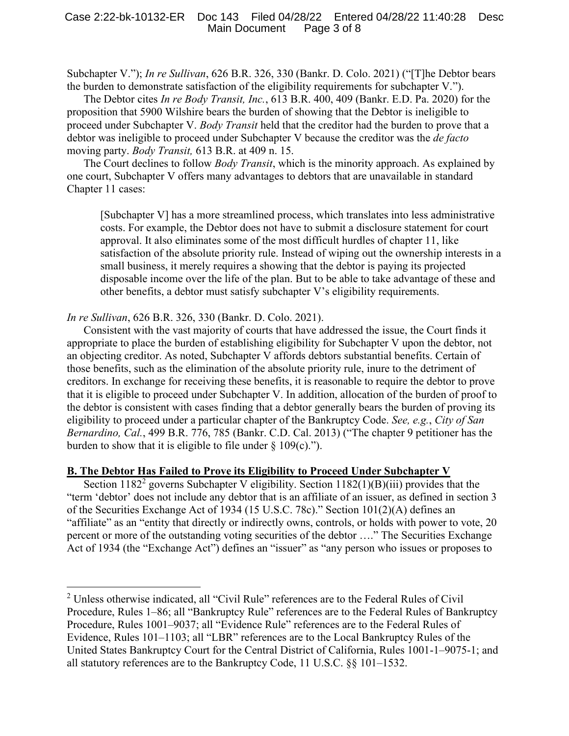Subchapter V."); *In re Sullivan*, 626 B.R. 326, 330 (Bankr. D. Colo. 2021) ("[T]he Debtor bears the burden to demonstrate satisfaction of the eligibility requirements for subchapter V.").

The Debtor cites *In re Body Transit, Inc.*, 613 B.R. 400, 409 (Bankr. E.D. Pa. 2020) for the proposition that 5900 Wilshire bears the burden of showing that the Debtor is ineligible to proceed under Subchapter V. *Body Transit* held that the creditor had the burden to prove that a debtor was ineligible to proceed under Subchapter V because the creditor was the *de facto* moving party. *Body Transit,* 613 B.R. at 409 n. 15.

The Court declines to follow *Body Transit*, which is the minority approach. As explained by one court, Subchapter V offers many advantages to debtors that are unavailable in standard Chapter 11 cases:

> [Subchapter V] has a more streamlined process, which translates into less administrative costs. For example, the Debtor does not have to submit a disclosure statement for court approval. It also eliminates some of the most difficult hurdles of chapter 11, like satisfaction of the absolute priority rule. Instead of wiping out the ownership interests in a small business, it merely requires a showing that the debtor is paying its projected disposable income over the life of the plan. But to be able to take advantage of these and other benefits, a debtor must satisfy subchapter V's eligibility requirements.

*In re Sullivan*, 626 B.R. 326, 330 (Bankr. D. Colo. 2021).

Consistent with the vast majority of courts that have addressed the issue, the Court finds it appropriate to place the burden of establishing eligibility for Subchapter V upon the debtor, not an objecting creditor. As noted, Subchapter V affords debtors substantial benefits. Certain of those benefits, such as the elimination of the absolute priority rule, inure to the detriment of creditors. In exchange for receiving these benefits, it is reasonable to require the debtor to prove that it is eligible to proceed under Subchapter V. In addition, allocation of the burden of proof to the debtor is consistent with cases finding that a debtor generally bears the burden of proving its eligibility to proceed under a particular chapter of the Bankruptcy Code. *See, e.g.*, *City of San Bernardino, Cal.*, 499 B.R. 776, 785 (Bankr. C.D. Cal. 2013) ("The chapter 9 petitioner has the burden to show that it is eligible to file under § 109(c).").

**B. The Debtor Has Failed to Prove its Eligibility to Proceed Under Subchapter V**

Section 1182[2] governs Subchapter V eligibility. Section 1182(1)(B)(iii) provides that the "term 'debtor' does not include any debtor that is an affiliate of an issuer, as defined in section 3 of the Securities Exchange Act of 1934 (15 U.S.C. 78c)." Section 101(2)(A) defines an "affiliate" as an "entity that directly or indirectly owns, controls, or holds with power to vote, 20 percent or more of the outstanding voting securities of the debtor …." The Securities Exchange Act of 1934 (the "Exchange Act") defines an "issuer" as "any person who issues or proposes to

---

[2] Unless otherwise indicated, all "Civil Rule" references are to the Federal Rules of Civil Procedure, Rules 1–86; all "Bankruptcy Rule" references are to the Federal Rules of Bankruptcy Procedure, Rules 1001–9037; all "Evidence Rule" references are to the Federal Rules of Evidence, Rules 101–1103; all "LBR" references are to the Local Bankruptcy Rules of the United States Bankruptcy Court for the Central District of California, Rules 1001-1–9075-1; and all statutory references are to the Bankruptcy Code, 11 U.S.C. §§ 101–1532.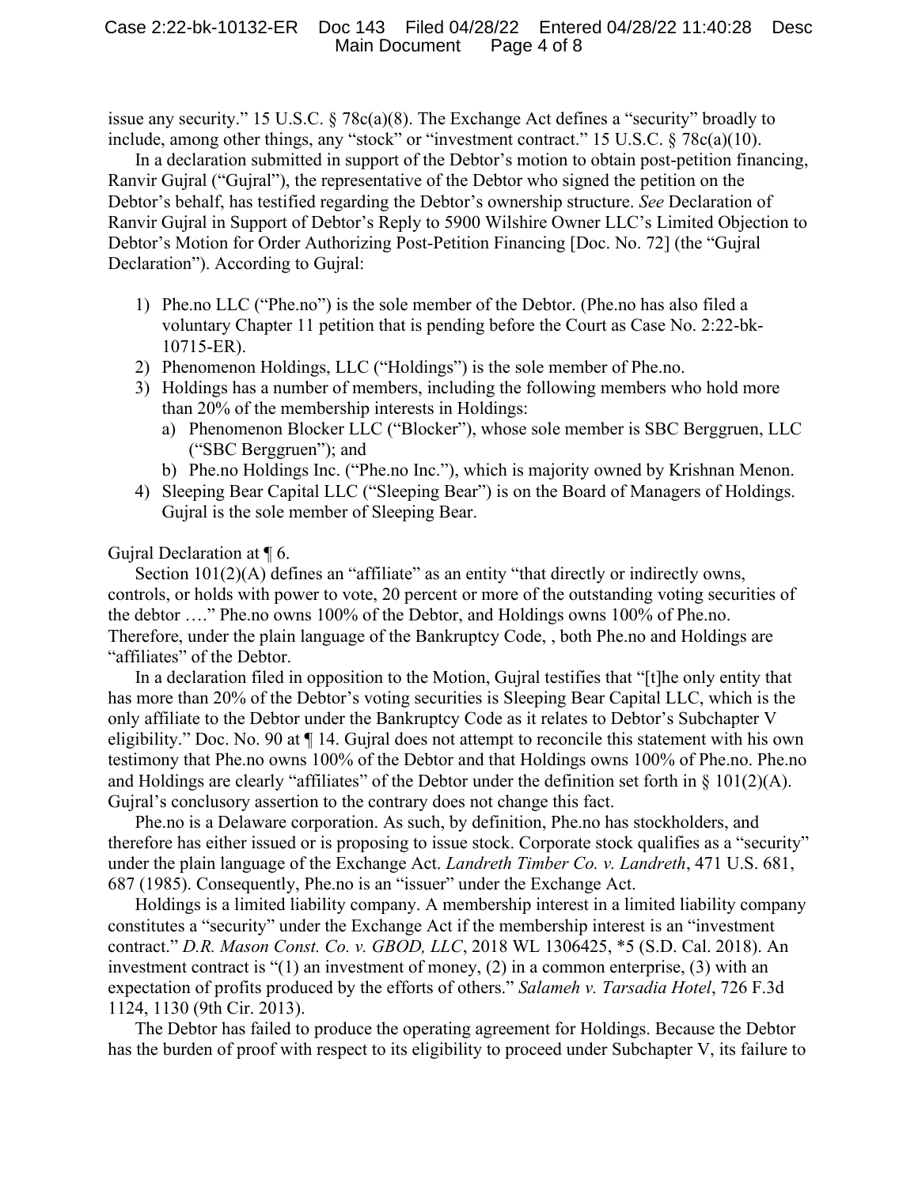issue any security." 15 U.S.C. § 78c(a)(8). The Exchange Act defines a "security" broadly to include, among other things, any "stock" or "investment contract." 15 U.S.C. § 78c(a)(10).

In a declaration submitted in support of the Debtor's motion to obtain post-petition financing, Ranvir Gujral ("Gujral"), the representative of the Debtor who signed the petition on the Debtor's behalf, has testified regarding the Debtor's ownership structure. *See* Declaration of Ranvir Gujral in Support of Debtor's Reply to 5900 Wilshire Owner LLC's Limited Objection to Debtor's Motion for Order Authorizing Post-Petition Financing [Doc. No. 72] (the "Gujral Declaration"). According to Gujral:

1) Phe.no LLC ("Phe.no") is the sole member of the Debtor. (Phe.no has also filed a voluntary Chapter 11 petition that is pending before the Court as Case No. 2:22-bk-10715-ER).
2) Phenomenon Holdings, LLC ("Holdings") is the sole member of Phe.no.
3) Holdings has a number of members, including the following members who hold more than 20% of the membership interests in Holdings:
   a) Phenomenon Blocker LLC ("Blocker"), whose sole member is SBC Berggruen, LLC ("SBC Berggruen"); and
   b) Phe.no Holdings Inc. ("Phe.no Inc."), which is majority owned by Krishnan Menon.
4) Sleeping Bear Capital LLC ("Sleeping Bear") is on the Board of Managers of Holdings. Gujral is the sole member of Sleeping Bear.

Gujral Declaration at ¶ 6.

Section 101(2)(A) defines an "affiliate" as an entity "that directly or indirectly owns, controls, or holds with power to vote, 20 percent or more of the outstanding voting securities of the debtor …." Phe.no owns 100% of the Debtor, and Holdings owns 100% of Phe.no. Therefore, under the plain language of the Bankruptcy Code, , both Phe.no and Holdings are "affiliates" of the Debtor.

In a declaration filed in opposition to the Motion, Gujral testifies that "[t]he only entity that has more than 20% of the Debtor's voting securities is Sleeping Bear Capital LLC, which is the only affiliate to the Debtor under the Bankruptcy Code as it relates to Debtor's Subchapter V eligibility." Doc. No. 90 at ¶ 14. Gujral does not attempt to reconcile this statement with his own testimony that Phe.no owns 100% of the Debtor and that Holdings owns 100% of Phe.no. Phe.no and Holdings are clearly "affiliates" of the Debtor under the definition set forth in § 101(2)(A). Gujral's conclusory assertion to the contrary does not change this fact.

Phe.no is a Delaware corporation. As such, by definition, Phe.no has stockholders, and therefore has either issued or is proposing to issue stock. Corporate stock qualifies as a "security" under the plain language of the Exchange Act. *Landreth Timber Co. v. Landreth*, 471 U.S. 681, 687 (1985). Consequently, Phe.no is an "issuer" under the Exchange Act.

Holdings is a limited liability company. A membership interest in a limited liability company constitutes a "security" under the Exchange Act if the membership interest is an "investment contract." *D.R. Mason Const. Co. v. GBOD, LLC*, 2018 WL 1306425, *5 (S.D. Cal. 2018). An investment contract is "(1) an investment of money, (2) in a common enterprise, (3) with an expectation of profits produced by the efforts of others." *Salameh v. Tarsadia Hotel*, 726 F.3d 1124, 1130 (9th Cir. 2013).

The Debtor has failed to produce the operating agreement for Holdings. Because the Debtor has the burden of proof with respect to its eligibility to proceed under Subchapter V, its failure to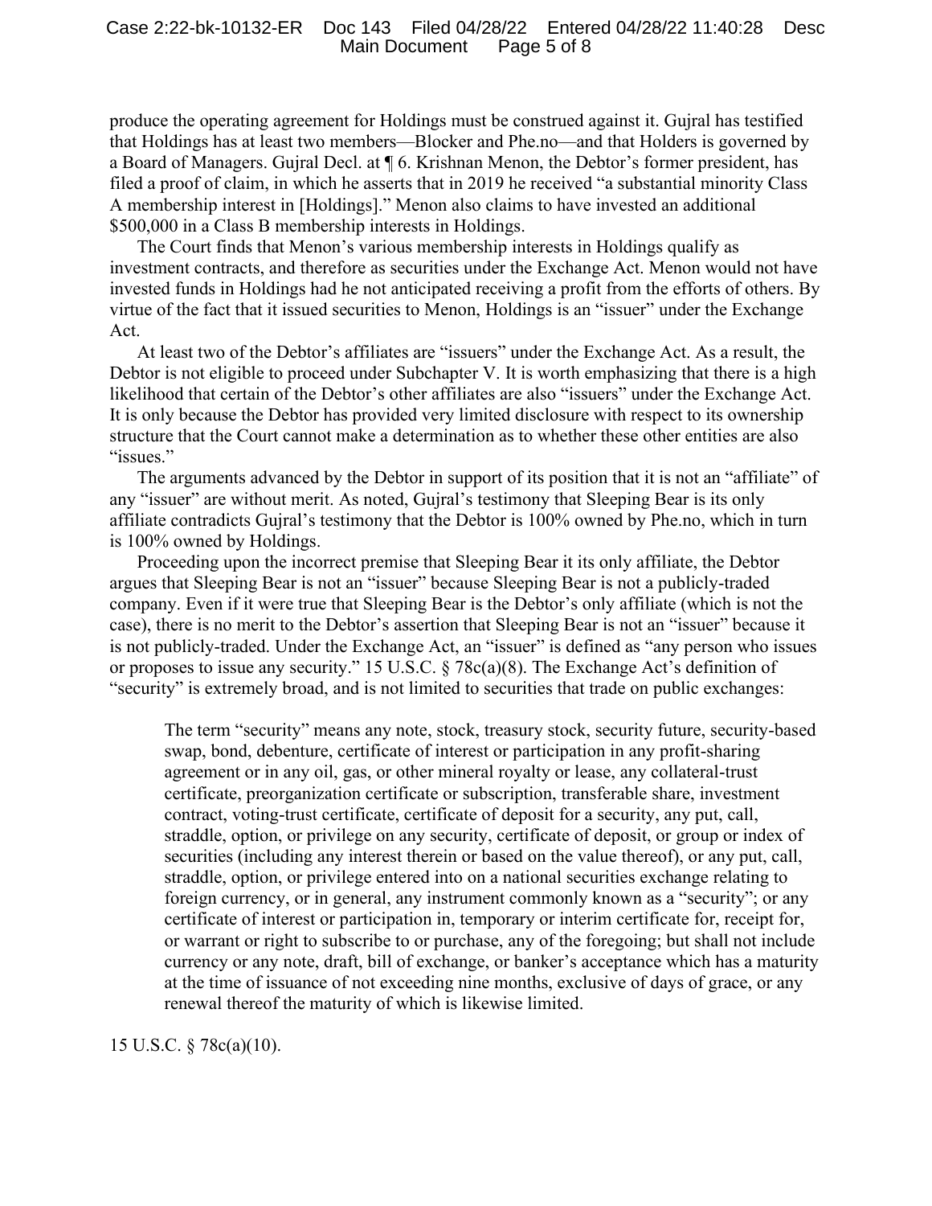produce the operating agreement for Holdings must be construed against it. Gujral has testified that Holdings has at least two members—Blocker and Phe.no—and that Holders is governed by a Board of Managers. Gujral Decl. at ¶ 6. Krishnan Menon, the Debtor's former president, has filed a proof of claim, in which he asserts that in 2019 he received "a substantial minority Class A membership interest in [Holdings]." Menon also claims to have invested an additional $500,000 in a Class B membership interests in Holdings.

The Court finds that Menon's various membership interests in Holdings qualify as investment contracts, and therefore as securities under the Exchange Act. Menon would not have invested funds in Holdings had he not anticipated receiving a profit from the efforts of others. By virtue of the fact that it issued securities to Menon, Holdings is an "issuer" under the Exchange Act.

At least two of the Debtor's affiliates are "issuers" under the Exchange Act. As a result, the Debtor is not eligible to proceed under Subchapter V. It is worth emphasizing that there is a high likelihood that certain of the Debtor's other affiliates are also "issuers" under the Exchange Act. It is only because the Debtor has provided very limited disclosure with respect to its ownership structure that the Court cannot make a determination as to whether these other entities are also "issues."

The arguments advanced by the Debtor in support of its position that it is not an "affiliate" of any "issuer" are without merit. As noted, Gujral's testimony that Sleeping Bear is its only affiliate contradicts Gujral's testimony that the Debtor is 100% owned by Phe.no, which in turn is 100% owned by Holdings.

Proceeding upon the incorrect premise that Sleeping Bear it its only affiliate, the Debtor argues that Sleeping Bear is not an "issuer" because Sleeping Bear is not a publicly-traded company. Even if it were true that Sleeping Bear is the Debtor's only affiliate (which is not the case), there is no merit to the Debtor's assertion that Sleeping Bear is not an "issuer" because it is not publicly-traded. Under the Exchange Act, an "issuer" is defined as "any person who issues or proposes to issue any security." 15 U.S.C. § 78c(a)(8). The Exchange Act's definition of "security" is extremely broad, and is not limited to securities that trade on public exchanges:

> The term "security" means any note, stock, treasury stock, security future, security-based swap, bond, debenture, certificate of interest or participation in any profit-sharing agreement or in any oil, gas, or other mineral royalty or lease, any collateral-trust certificate, preorganization certificate or subscription, transferable share, investment contract, voting-trust certificate, certificate of deposit for a security, any put, call, straddle, option, or privilege on any security, certificate of deposit, or group or index of securities (including any interest therein or based on the value thereof), or any put, call, straddle, option, or privilege entered into on a national securities exchange relating to foreign currency, or in general, any instrument commonly known as a "security"; or any certificate of interest or participation in, temporary or interim certificate for, receipt for, or warrant or right to subscribe to or purchase, any of the foregoing; but shall not include currency or any note, draft, bill of exchange, or banker's acceptance which has a maturity at the time of issuance of not exceeding nine months, exclusive of days of grace, or any renewal thereof the maturity of which is likewise limited.

15 U.S.C. § 78c(a)(10).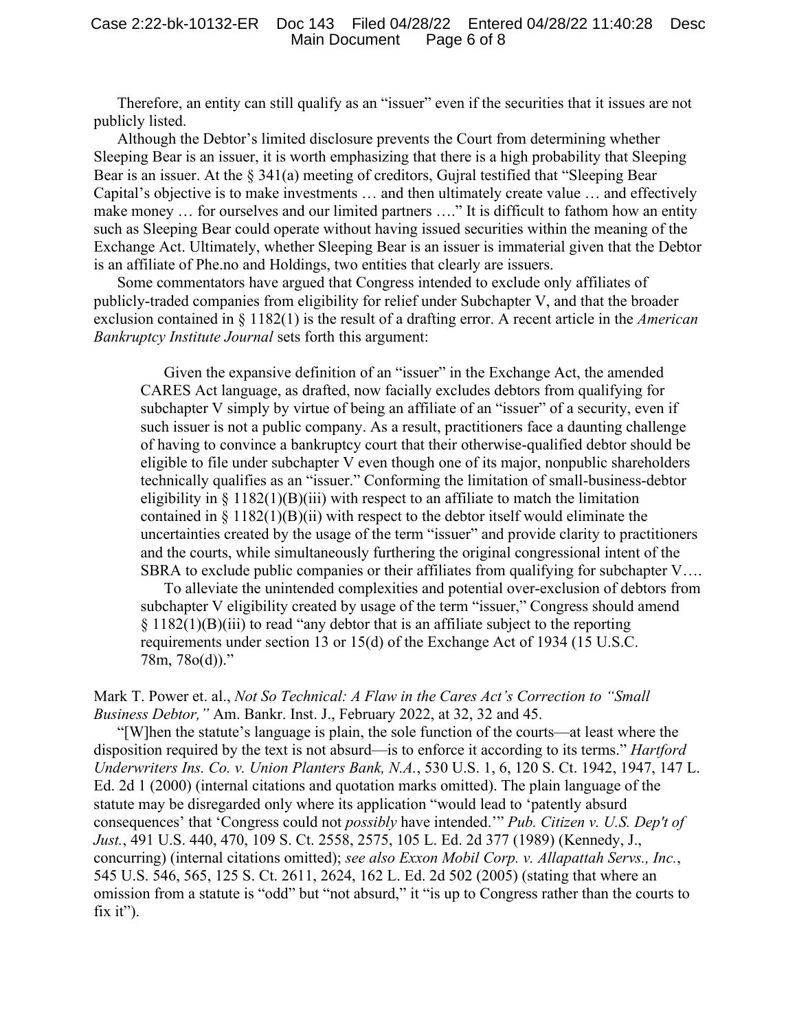Therefore, an entity can still qualify as an "issuer" even if the securities that it issues are not publicly listed.

Although the Debtor's limited disclosure prevents the Court from determining whether Sleeping Bear is an issuer, it is worth emphasizing that there is a high probability that Sleeping Bear is an issuer. At the § 341(a) meeting of creditors, Gujral testified that "Sleeping Bear Capital's objective is to make investments … and then ultimately create value … and effectively make money … for ourselves and our limited partners …." It is difficult to fathom how an entity such as Sleeping Bear could operate without having issued securities within the meaning of the Exchange Act. Ultimately, whether Sleeping Bear is an issuer is immaterial given that the Debtor is an affiliate of Phe.no and Holdings, two entities that clearly are issuers.

Some commentators have argued that Congress intended to exclude only affiliates of publicly-traded companies from eligibility for relief under Subchapter V, and that the broader exclusion contained in § 1182(1) is the result of a drafting error. A recent article in the *American Bankruptcy Institute Journal* sets forth this argument:

> Given the expansive definition of an "issuer" in the Exchange Act, the amended CARES Act language, as drafted, now facially excludes debtors from qualifying for subchapter V simply by virtue of being an affiliate of an "issuer" of a security, even if such issuer is not a public company. As a result, practitioners face a daunting challenge of having to convince a bankruptcy court that their otherwise-qualified debtor should be eligible to file under subchapter V even though one of its major, nonpublic shareholders technically qualifies as an "issuer." Conforming the limitation of small-business-debtor eligibility in § 1182(1)(B)(iii) with respect to an affiliate to match the limitation contained in § 1182(1)(B)(ii) with respect to the debtor itself would eliminate the uncertainties created by the usage of the term "issuer" and provide clarity to practitioners and the courts, while simultaneously furthering the original congressional intent of the SBRA to exclude public companies or their affiliates from qualifying for subchapter V….
>
> To alleviate the unintended complexities and potential over-exclusion of debtors from subchapter V eligibility created by usage of the term "issuer," Congress should amend § 1182(1)(B)(iii) to read "any debtor that is an affiliate subject to the reporting requirements under section 13 or 15(d) of the Exchange Act of 1934 (15 U.S.C. 78m, 78o(d))."

Mark T. Power et. al., *Not So Technical: A Flaw in the Cares Act's Correction to "Small Business Debtor,"* Am. Bankr. Inst. J., February 2022, at 32, 32 and 45.

"[W]hen the statute's language is plain, the sole function of the courts—at least where the disposition required by the text is not absurd—is to enforce it according to its terms." *Hartford Underwriters Ins. Co. v. Union Planters Bank, N.A.*, 530 U.S. 1, 6, 120 S. Ct. 1942, 1947, 147 L. Ed. 2d 1 (2000) (internal citations and quotation marks omitted). The plain language of the statute may be disregarded only where its application "would lead to 'patently absurd consequences' that 'Congress could not *possibly* have intended.'" *Pub. Citizen v. U.S. Dep't of Just.*, 491 U.S. 440, 470, 109 S. Ct. 2558, 2575, 105 L. Ed. 2d 377 (1989) (Kennedy, J., concurring) (internal citations omitted); *see also Exxon Mobil Corp. v. Allapattah Servs., Inc.*, 545 U.S. 546, 565, 125 S. Ct. 2611, 2624, 162 L. Ed. 2d 502 (2005) (stating that where an omission from a statute is "odd" but "not absurd," it "is up to Congress rather than the courts to fix it").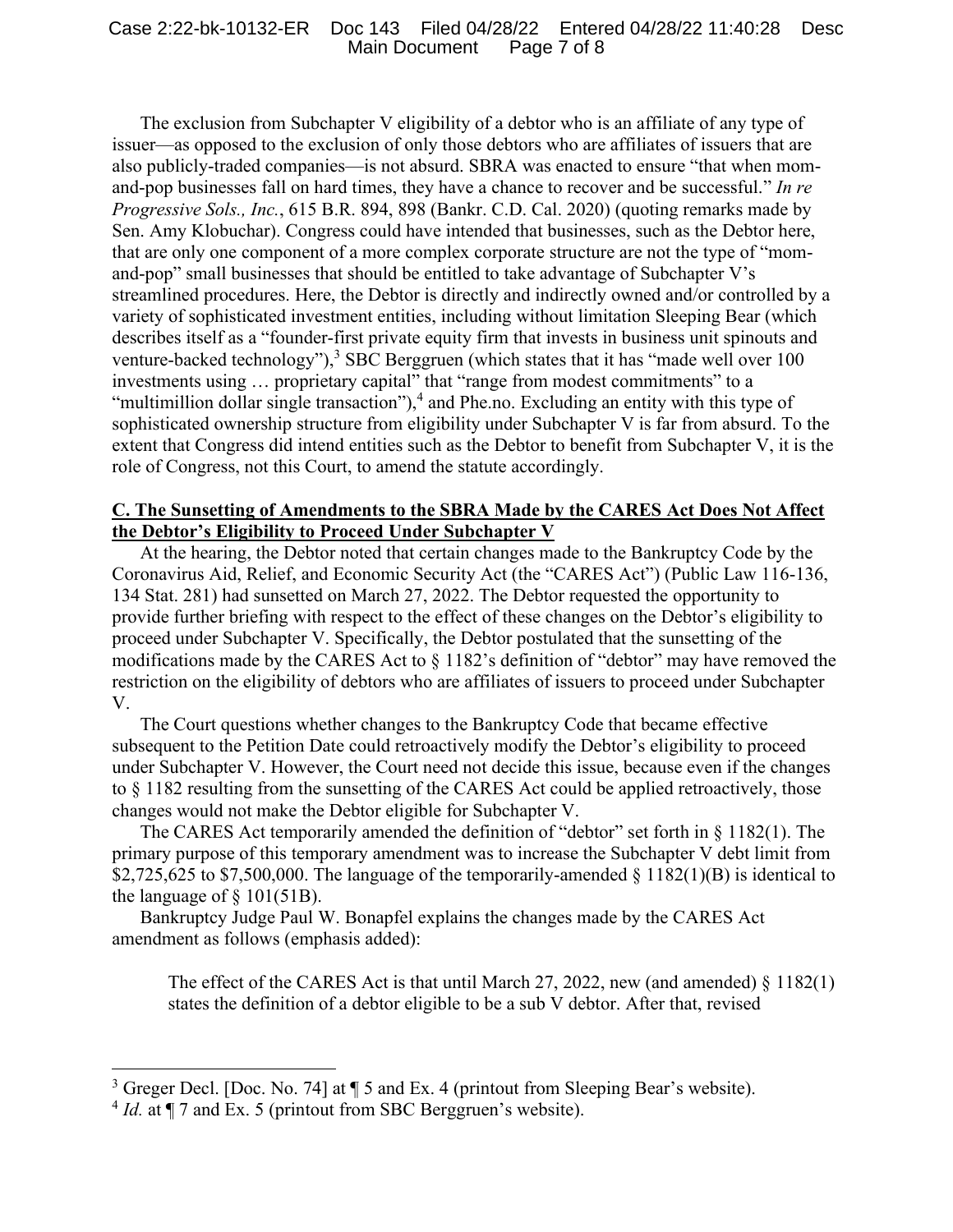The exclusion from Subchapter V eligibility of a debtor who is an affiliate of any type of issuer—as opposed to the exclusion of only those debtors who are affiliates of issuers that are also publicly-traded companies—is not absurd. SBRA was enacted to ensure "that when mom-and-pop businesses fall on hard times, they have a chance to recover and be successful." *In re Progressive Sols., Inc.*, 615 B.R. 894, 898 (Bankr. C.D. Cal. 2020) (quoting remarks made by Sen. Amy Klobuchar). Congress could have intended that businesses, such as the Debtor here, that are only one component of a more complex corporate structure are not the type of "mom-and-pop" small businesses that should be entitled to take advantage of Subchapter V's streamlined procedures. Here, the Debtor is directly and indirectly owned and/or controlled by a variety of sophisticated investment entities, including without limitation Sleeping Bear (which describes itself as a "founder-first private equity firm that invests in business unit spinouts and venture-backed technology"),[3] SBC Berggruen (which states that it has "made well over 100 investments using … proprietary capital" that "range from modest commitments" to a "multimillion dollar single transaction"),[4] and Phe.no. Excluding an entity with this type of sophisticated ownership structure from eligibility under Subchapter V is far from absurd. To the extent that Congress did intend entities such as the Debtor to benefit from Subchapter V, it is the role of Congress, not this Court, to amend the statute accordingly.

**C. The Sunsetting of Amendments to the SBRA Made by the CARES Act Does Not Affect the Debtor's Eligibility to Proceed Under Subchapter V**

At the hearing, the Debtor noted that certain changes made to the Bankruptcy Code by the Coronavirus Aid, Relief, and Economic Security Act (the "CARES Act") (Public Law 116-136, 134 Stat. 281) had sunsetted on March 27, 2022. The Debtor requested the opportunity to provide further briefing with respect to the effect of these changes on the Debtor's eligibility to proceed under Subchapter V. Specifically, the Debtor postulated that the sunsetting of the modifications made by the CARES Act to § 1182's definition of "debtor" may have removed the restriction on the eligibility of debtors who are affiliates of issuers to proceed under Subchapter V.

The Court questions whether changes to the Bankruptcy Code that became effective subsequent to the Petition Date could retroactively modify the Debtor's eligibility to proceed under Subchapter V. However, the Court need not decide this issue, because even if the changes to § 1182 resulting from the sunsetting of the CARES Act could be applied retroactively, those changes would not make the Debtor eligible for Subchapter V.

The CARES Act temporarily amended the definition of "debtor" set forth in § 1182(1). The primary purpose of this temporary amendment was to increase the Subchapter V debt limit from $2,725,625 to $7,500,000. The language of the temporarily-amended § 1182(1)(B) is identical to the language of § 101(51B).

Bankruptcy Judge Paul W. Bonapfel explains the changes made by the CARES Act amendment as follows (emphasis added):

> The effect of the CARES Act is that until March 27, 2022, new (and amended) § 1182(1) states the definition of a debtor eligible to be a sub V debtor. After that, revised

---

[3] Greger Decl. [Doc. No. 74] at ¶ 5 and Ex. 4 (printout from Sleeping Bear's website).

[4] *Id.* at ¶ 7 and Ex. 5 (printout from SBC Berggruen's website).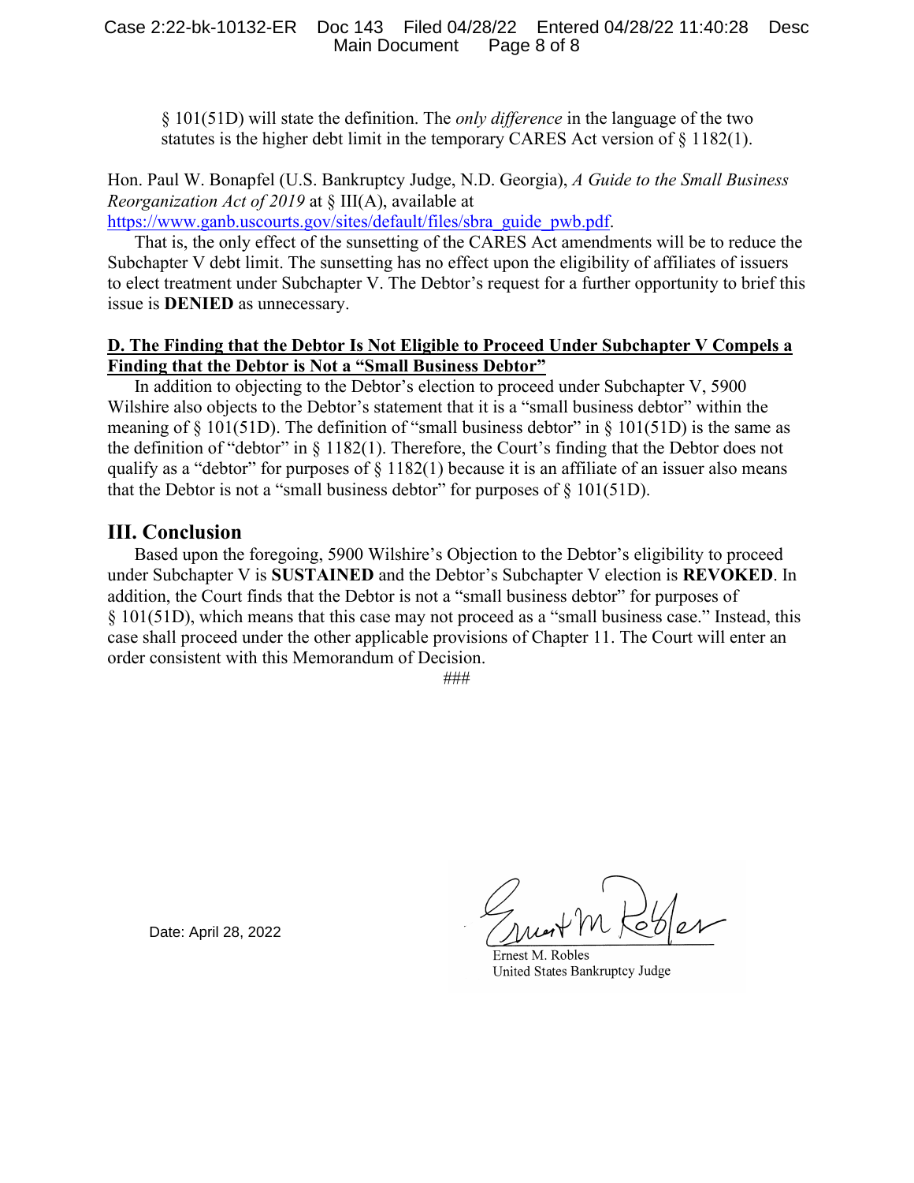> § 101(51D) will state the definition. The *only difference* in the language of the two statutes is the higher debt limit in the temporary CARES Act version of § 1182(1).

Hon. Paul W. Bonapfel (U.S. Bankruptcy Judge, N.D. Georgia), *A Guide to the Small Business Reorganization Act of 2019* at § III(A), available at https://www.ganb.uscourts.gov/sites/default/files/sbra_guide_pwb.pdf.

That is, the only effect of the sunsetting of the CARES Act amendments will be to reduce the Subchapter V debt limit. The sunsetting has no effect upon the eligibility of affiliates of issuers to elect treatment under Subchapter V. The Debtor's request for a further opportunity to brief this issue is **DENIED** as unnecessary.

### D. The Finding that the Debtor Is Not Eligible to Proceed Under Subchapter V Compels a Finding that the Debtor is Not a "Small Business Debtor"

In addition to objecting to the Debtor's election to proceed under Subchapter V, 5900 Wilshire also objects to the Debtor's statement that it is a "small business debtor" within the meaning of § 101(51D). The definition of "small business debtor" in § 101(51D) is the same as the definition of "debtor" in § 1182(1). Therefore, the Court's finding that the Debtor does not qualify as a "debtor" for purposes of § 1182(1) because it is an affiliate of an issuer also means that the Debtor is not a "small business debtor" for purposes of § 101(51D).

## III. Conclusion

Based upon the foregoing, 5900 Wilshire's Objection to the Debtor's eligibility to proceed under Subchapter V is **SUSTAINED** and the Debtor's Subchapter V election is **REVOKED**. In addition, the Court finds that the Debtor is not a "small business debtor" for purposes of § 101(51D), which means that this case may not proceed as a "small business case." Instead, this case shall proceed under the other applicable provisions of Chapter 11. The Court will enter an order consistent with this Memorandum of Decision.

###

Date: April 28, 2022

Ernest M. Robles
United States Bankruptcy Judge